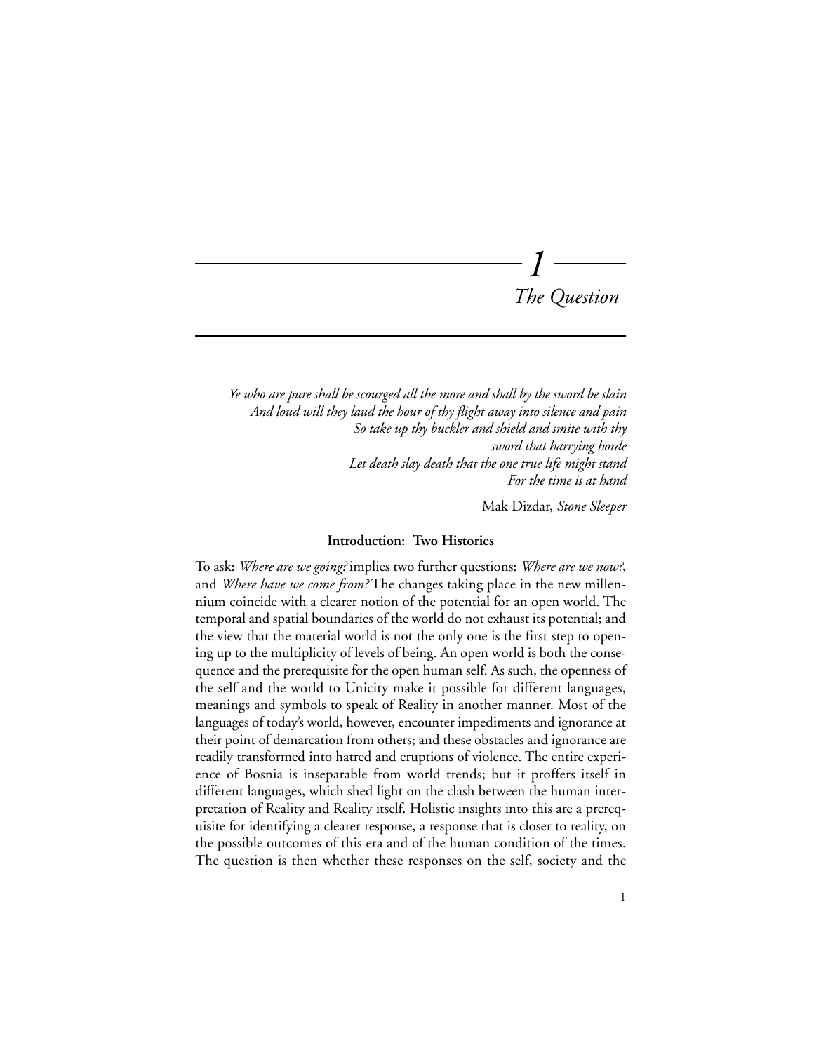# 1 The Question

*Ye who are pure shall be scourged all the more and shall by the sword be slain*
*And loud will they laud the hour of thy flight away into silence and pain*
*So take up thy buckler and shield and smite with thy*
*sword that harrying horde*
*Let death slay death that the one true life might stand*
*For the time is at hand*

Mak Dizdar, *Stone Sleeper*

## Introduction: Two Histories

To ask: *Where are we going?* implies two further questions: *Where are we now?*, and *Where have we come from?* The changes taking place in the new millennium coincide with a clearer notion of the potential for an open world. The temporal and spatial boundaries of the world do not exhaust its potential; and the view that the material world is not the only one is the first step to opening up to the multiplicity of levels of being. An open world is both the consequence and the prerequisite for the open human self. As such, the openness of the self and the world to Unicity make it possible for different languages, meanings and symbols to speak of Reality in another manner. Most of the languages of today's world, however, encounter impediments and ignorance at their point of demarcation from others; and these obstacles and ignorance are readily transformed into hatred and eruptions of violence. The entire experience of Bosnia is inseparable from world trends; but it proffers itself in different languages, which shed light on the clash between the human interpretation of Reality and Reality itself. Holistic insights into this are a prerequisite for identifying a clearer response, a response that is closer to reality, on the possible outcomes of this era and of the human condition of the times. The question is then whether these responses on the self, society and the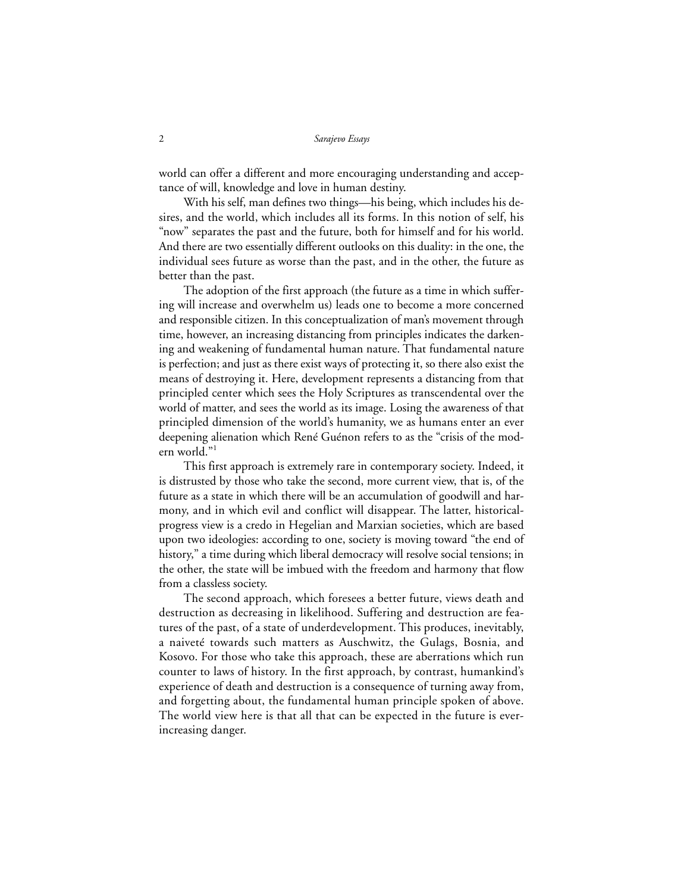world can offer a different and more encouraging understanding and acceptance of will, knowledge and love in human destiny.

With his self, man defines two things—his being, which includes his desires, and the world, which includes all its forms. In this notion of self, his "now" separates the past and the future, both for himself and for his world. And there are two essentially different outlooks on this duality: in the one, the individual sees future as worse than the past, and in the other, the future as better than the past.

The adoption of the first approach (the future as a time in which suffering will increase and overwhelm us) leads one to become a more concerned and responsible citizen. In this conceptualization of man's movement through time, however, an increasing distancing from principles indicates the darkening and weakening of fundamental human nature. That fundamental nature is perfection; and just as there exist ways of protecting it, so there also exist the means of destroying it. Here, development represents a distancing from that principled center which sees the Holy Scriptures as transcendental over the world of matter, and sees the world as its image. Losing the awareness of that principled dimension of the world's humanity, we as humans enter an ever deepening alienation which René Guénon refers to as the "crisis of the modern world."[1]

This first approach is extremely rare in contemporary society. Indeed, it is distrusted by those who take the second, more current view, that is, of the future as a state in which there will be an accumulation of goodwill and harmony, and in which evil and conflict will disappear. The latter, historical-progress view is a credo in Hegelian and Marxian societies, which are based upon two ideologies: according to one, society is moving toward "the end of history," a time during which liberal democracy will resolve social tensions; in the other, the state will be imbued with the freedom and harmony that flow from a classless society.

The second approach, which foresees a better future, views death and destruction as decreasing in likelihood. Suffering and destruction are features of the past, of a state of underdevelopment. This produces, inevitably, a naiveté towards such matters as Auschwitz, the Gulags, Bosnia, and Kosovo. For those who take this approach, these are aberrations which run counter to laws of history. In the first approach, by contrast, humankind's experience of death and destruction is a consequence of turning away from, and forgetting about, the fundamental human principle spoken of above. The world view here is that all that can be expected in the future is ever-increasing danger.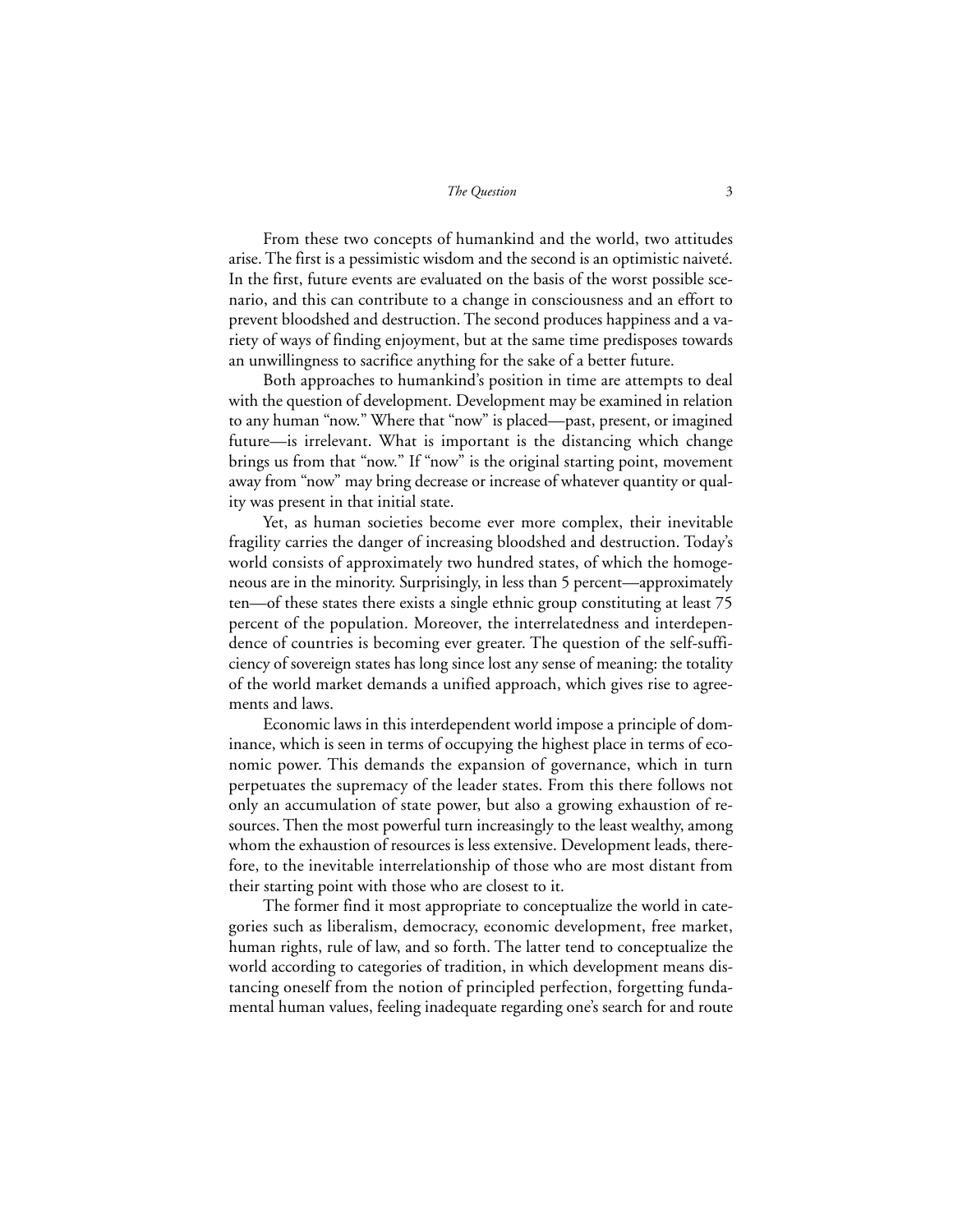From these two concepts of humankind and the world, two attitudes arise. The first is a pessimistic wisdom and the second is an optimistic naiveté. In the first, future events are evaluated on the basis of the worst possible scenario, and this can contribute to a change in consciousness and an effort to prevent bloodshed and destruction. The second produces happiness and a variety of ways of finding enjoyment, but at the same time predisposes towards an unwillingness to sacrifice anything for the sake of a better future.

Both approaches to humankind's position in time are attempts to deal with the question of development. Development may be examined in relation to any human "now." Where that "now" is placed—past, present, or imagined future—is irrelevant. What is important is the distancing which change brings us from that "now." If "now" is the original starting point, movement away from "now" may bring decrease or increase of whatever quantity or quality was present in that initial state.

Yet, as human societies become ever more complex, their inevitable fragility carries the danger of increasing bloodshed and destruction. Today's world consists of approximately two hundred states, of which the homogeneous are in the minority. Surprisingly, in less than 5 percent—approximately ten—of these states there exists a single ethnic group constituting at least 75 percent of the population. Moreover, the interrelatedness and interdependence of countries is becoming ever greater. The question of the self-sufficiency of sovereign states has long since lost any sense of meaning: the totality of the world market demands a unified approach, which gives rise to agreements and laws.

Economic laws in this interdependent world impose a principle of dominance, which is seen in terms of occupying the highest place in terms of economic power. This demands the expansion of governance, which in turn perpetuates the supremacy of the leader states. From this there follows not only an accumulation of state power, but also a growing exhaustion of resources. Then the most powerful turn increasingly to the least wealthy, among whom the exhaustion of resources is less extensive. Development leads, therefore, to the inevitable interrelationship of those who are most distant from their starting point with those who are closest to it.

The former find it most appropriate to conceptualize the world in categories such as liberalism, democracy, economic development, free market, human rights, rule of law, and so forth. The latter tend to conceptualize the world according to categories of tradition, in which development means distancing oneself from the notion of principled perfection, forgetting fundamental human values, feeling inadequate regarding one's search for and route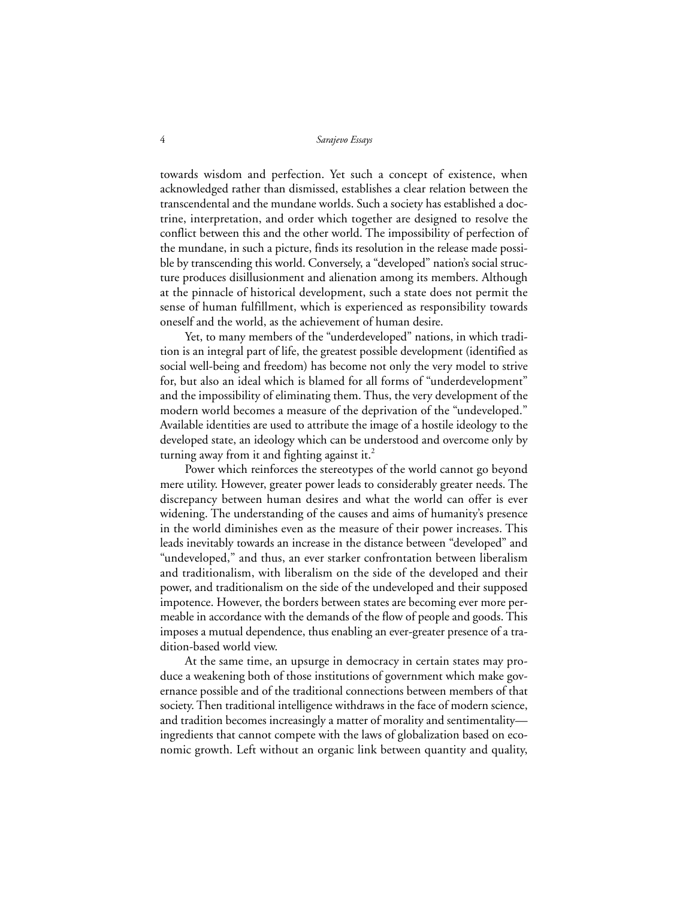towards wisdom and perfection. Yet such a concept of existence, when acknowledged rather than dismissed, establishes a clear relation between the transcendental and the mundane worlds. Such a society has established a doctrine, interpretation, and order which together are designed to resolve the conflict between this and the other world. The impossibility of perfection of the mundane, in such a picture, finds its resolution in the release made possible by transcending this world. Conversely, a "developed" nation's social structure produces disillusionment and alienation among its members. Although at the pinnacle of historical development, such a state does not permit the sense of human fulfillment, which is experienced as responsibility towards oneself and the world, as the achievement of human desire.

Yet, to many members of the "underdeveloped" nations, in which tradition is an integral part of life, the greatest possible development (identified as social well-being and freedom) has become not only the very model to strive for, but also an ideal which is blamed for all forms of "underdevelopment" and the impossibility of eliminating them. Thus, the very development of the modern world becomes a measure of the deprivation of the "undeveloped." Available identities are used to attribute the image of a hostile ideology to the developed state, an ideology which can be understood and overcome only by turning away from it and fighting against it.[2]

Power which reinforces the stereotypes of the world cannot go beyond mere utility. However, greater power leads to considerably greater needs. The discrepancy between human desires and what the world can offer is ever widening. The understanding of the causes and aims of humanity's presence in the world diminishes even as the measure of their power increases. This leads inevitably towards an increase in the distance between "developed" and "undeveloped," and thus, an ever starker confrontation between liberalism and traditionalism, with liberalism on the side of the developed and their power, and traditionalism on the side of the undeveloped and their supposed impotence. However, the borders between states are becoming ever more permeable in accordance with the demands of the flow of people and goods. This imposes a mutual dependence, thus enabling an ever-greater presence of a tradition-based world view.

At the same time, an upsurge in democracy in certain states may produce a weakening both of those institutions of government which make governance possible and of the traditional connections between members of that society. Then traditional intelligence withdraws in the face of modern science, and tradition becomes increasingly a matter of morality and sentimentality—ingredients that cannot compete with the laws of globalization based on economic growth. Left without an organic link between quantity and quality,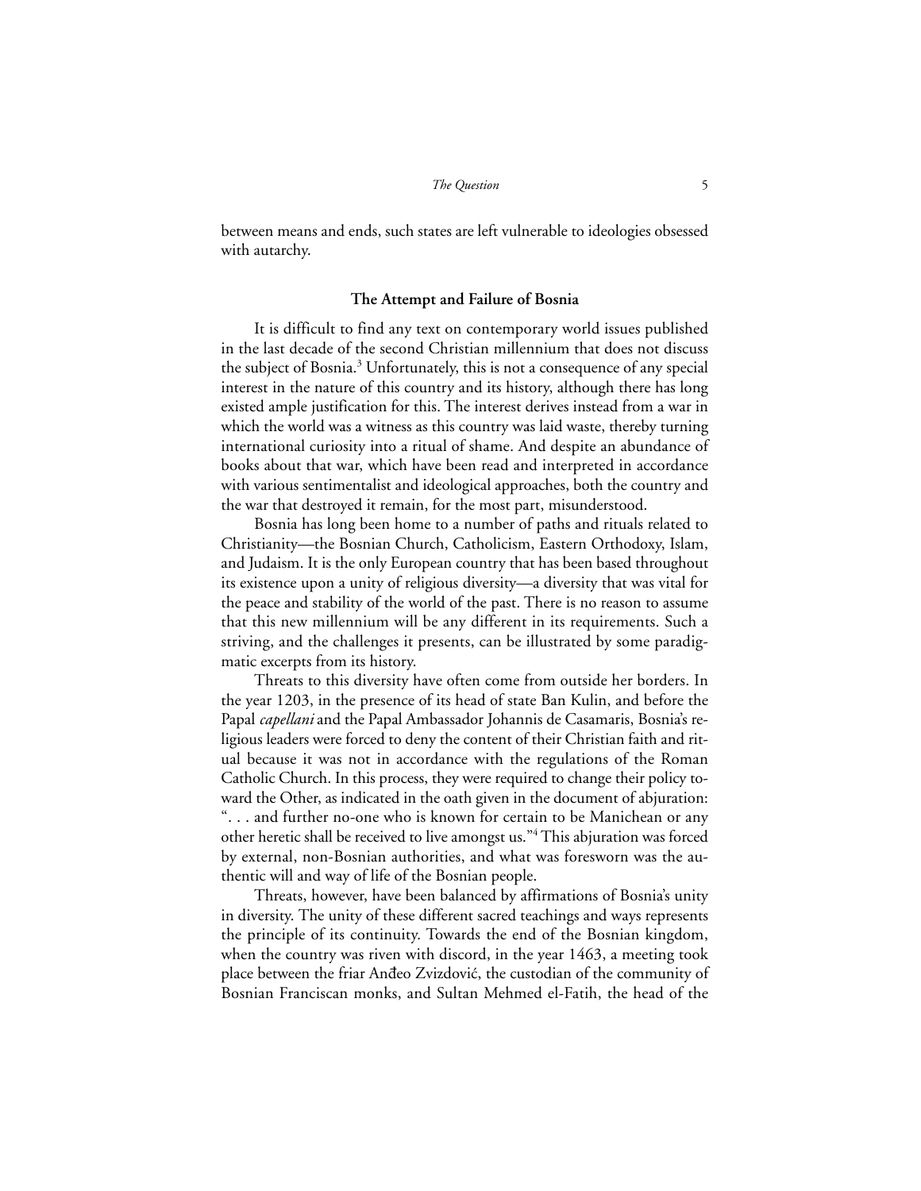between means and ends, such states are left vulnerable to ideologies obsessed with autarchy.

## The Attempt and Failure of Bosnia

It is difficult to find any text on contemporary world issues published in the last decade of the second Christian millennium that does not discuss the subject of Bosnia.[3] Unfortunately, this is not a consequence of any special interest in the nature of this country and its history, although there has long existed ample justification for this. The interest derives instead from a war in which the world was a witness as this country was laid waste, thereby turning international curiosity into a ritual of shame. And despite an abundance of books about that war, which have been read and interpreted in accordance with various sentimentalist and ideological approaches, both the country and the war that destroyed it remain, for the most part, misunderstood.

Bosnia has long been home to a number of paths and rituals related to Christianity—the Bosnian Church, Catholicism, Eastern Orthodoxy, Islam, and Judaism. It is the only European country that has been based throughout its existence upon a unity of religious diversity—a diversity that was vital for the peace and stability of the world of the past. There is no reason to assume that this new millennium will be any different in its requirements. Such a striving, and the challenges it presents, can be illustrated by some paradigmatic excerpts from its history.

Threats to this diversity have often come from outside her borders. In the year 1203, in the presence of its head of state Ban Kulin, and before the Papal *capellani* and the Papal Ambassador Johannis de Casamaris, Bosnia's religious leaders were forced to deny the content of their Christian faith and ritual because it was not in accordance with the regulations of the Roman Catholic Church. In this process, they were required to change their policy toward the Other, as indicated in the oath given in the document of abjuration: ". . . and further no-one who is known for certain to be Manichean or any other heretic shall be received to live amongst us."[4] This abjuration was forced by external, non-Bosnian authorities, and what was foresworn was the authentic will and way of life of the Bosnian people.

Threats, however, have been balanced by affirmations of Bosnia's unity in diversity. The unity of these different sacred teachings and ways represents the principle of its continuity. Towards the end of the Bosnian kingdom, when the country was riven with discord, in the year 1463, a meeting took place between the friar Anđeo Zvizdović, the custodian of the community of Bosnian Franciscan monks, and Sultan Mehmed el-Fatih, the head of the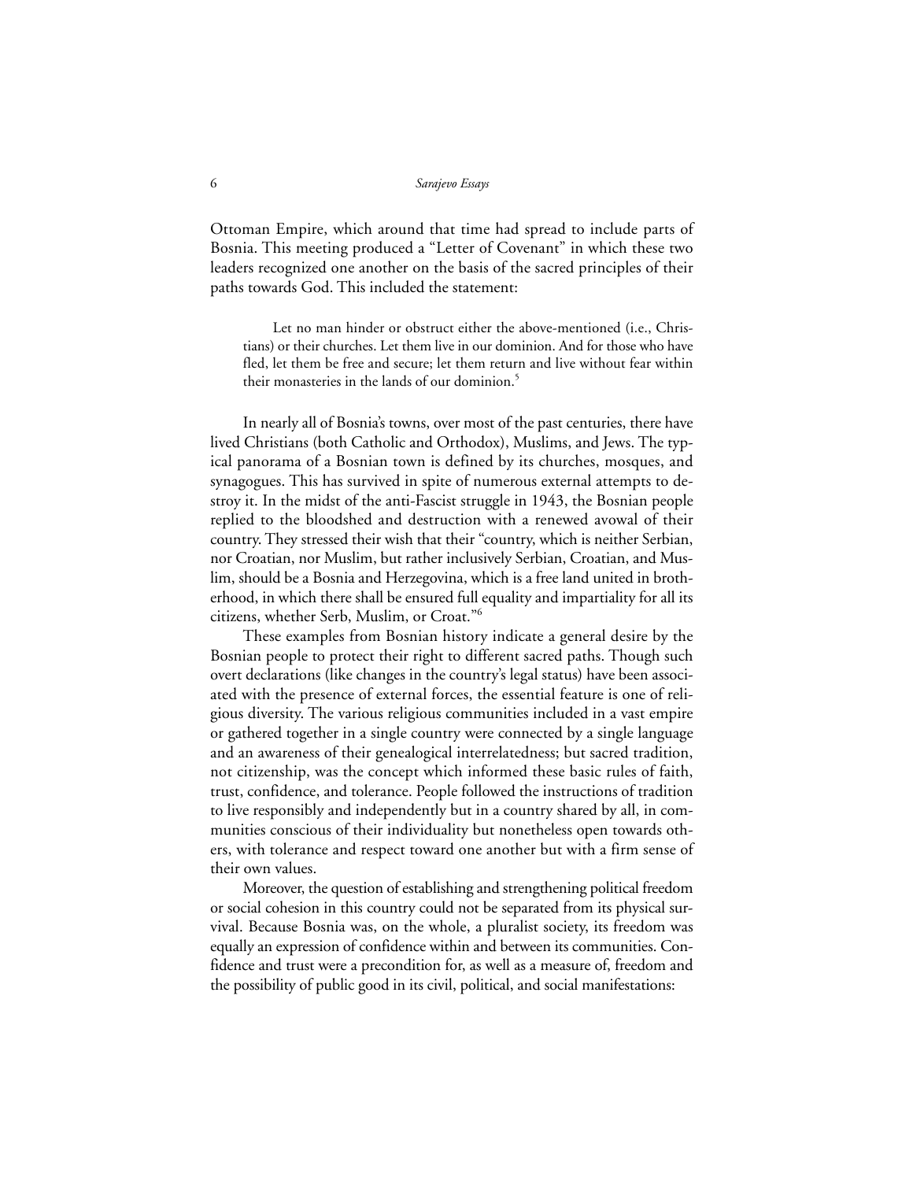Ottoman Empire, which around that time had spread to include parts of Bosnia. This meeting produced a "Letter of Covenant" in which these two leaders recognized one another on the basis of the sacred principles of their paths towards God. This included the statement:

> Let no man hinder or obstruct either the above-mentioned (i.e., Christians) or their churches. Let them live in our dominion. And for those who have fled, let them be free and secure; let them return and live without fear within their monasteries in the lands of our dominion.[5]

In nearly all of Bosnia's towns, over most of the past centuries, there have lived Christians (both Catholic and Orthodox), Muslims, and Jews. The typical panorama of a Bosnian town is defined by its churches, mosques, and synagogues. This has survived in spite of numerous external attempts to destroy it. In the midst of the anti-Fascist struggle in 1943, the Bosnian people replied to the bloodshed and destruction with a renewed avowal of their country. They stressed their wish that their "country, which is neither Serbian, nor Croatian, nor Muslim, but rather inclusively Serbian, Croatian, and Muslim, should be a Bosnia and Herzegovina, which is a free land united in brotherhood, in which there shall be ensured full equality and impartiality for all its citizens, whether Serb, Muslim, or Croat."[6]

These examples from Bosnian history indicate a general desire by the Bosnian people to protect their right to different sacred paths. Though such overt declarations (like changes in the country's legal status) have been associated with the presence of external forces, the essential feature is one of religious diversity. The various religious communities included in a vast empire or gathered together in a single country were connected by a single language and an awareness of their genealogical interrelatedness; but sacred tradition, not citizenship, was the concept which informed these basic rules of faith, trust, confidence, and tolerance. People followed the instructions of tradition to live responsibly and independently but in a country shared by all, in communities conscious of their individuality but nonetheless open towards others, with tolerance and respect toward one another but with a firm sense of their own values.

Moreover, the question of establishing and strengthening political freedom or social cohesion in this country could not be separated from its physical survival. Because Bosnia was, on the whole, a pluralist society, its freedom was equally an expression of confidence within and between its communities. Confidence and trust were a precondition for, as well as a measure of, freedom and the possibility of public good in its civil, political, and social manifestations: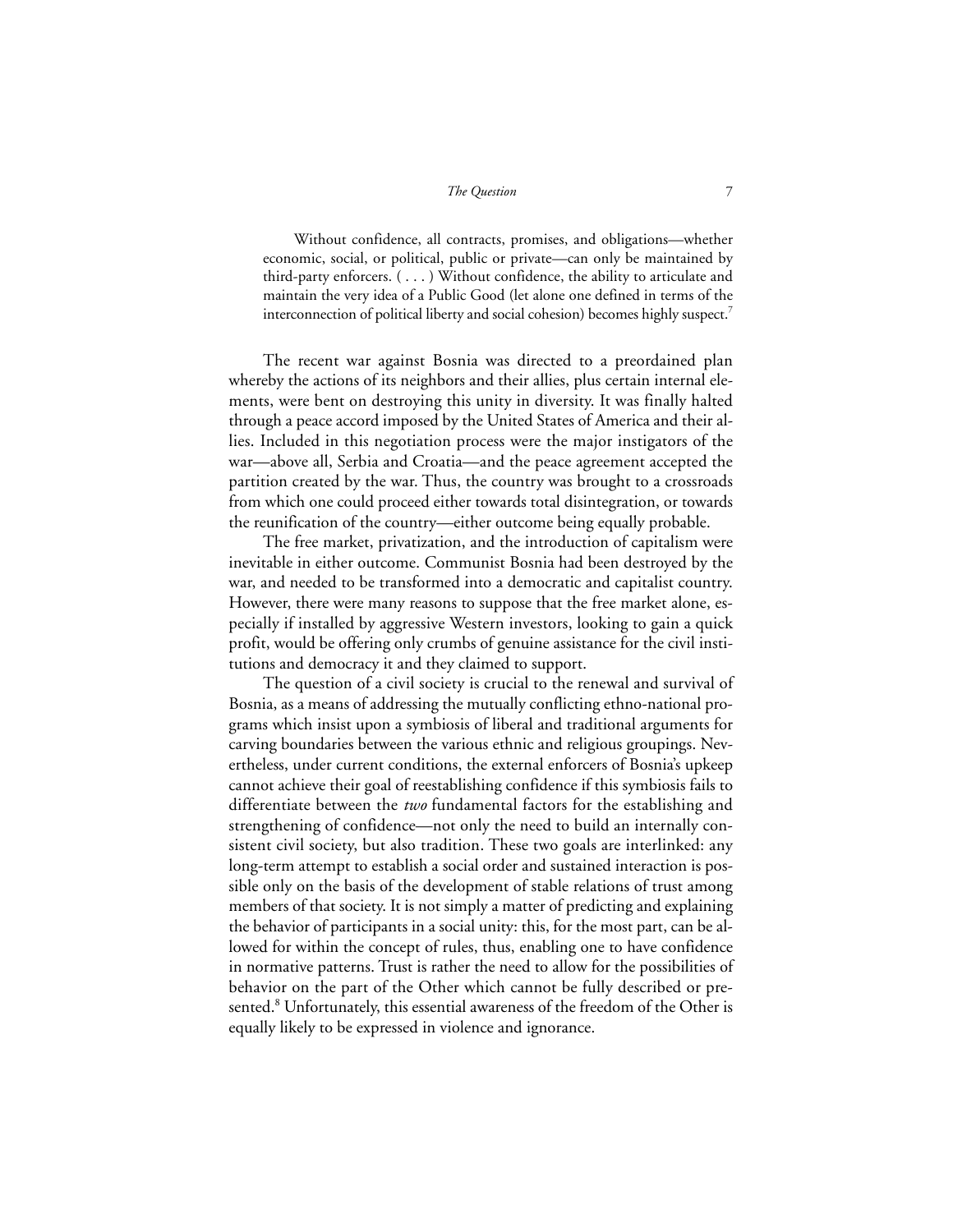> Without confidence, all contracts, promises, and obligations—whether economic, social, or political, public or private—can only be maintained by third-party enforcers. ( . . . ) Without confidence, the ability to articulate and maintain the very idea of a Public Good (let alone one defined in terms of the interconnection of political liberty and social cohesion) becomes highly suspect.[7]

The recent war against Bosnia was directed to a preordained plan whereby the actions of its neighbors and their allies, plus certain internal elements, were bent on destroying this unity in diversity. It was finally halted through a peace accord imposed by the United States of America and their allies. Included in this negotiation process were the major instigators of the war—above all, Serbia and Croatia—and the peace agreement accepted the partition created by the war. Thus, the country was brought to a crossroads from which one could proceed either towards total disintegration, or towards the reunification of the country—either outcome being equally probable.

The free market, privatization, and the introduction of capitalism were inevitable in either outcome. Communist Bosnia had been destroyed by the war, and needed to be transformed into a democratic and capitalist country. However, there were many reasons to suppose that the free market alone, especially if installed by aggressive Western investors, looking to gain a quick profit, would be offering only crumbs of genuine assistance for the civil institutions and democracy it and they claimed to support.

The question of a civil society is crucial to the renewal and survival of Bosnia, as a means of addressing the mutually conflicting ethno-national programs which insist upon a symbiosis of liberal and traditional arguments for carving boundaries between the various ethnic and religious groupings. Nevertheless, under current conditions, the external enforcers of Bosnia's upkeep cannot achieve their goal of reestablishing confidence if this symbiosis fails to differentiate between the *two* fundamental factors for the establishing and strengthening of confidence—not only the need to build an internally consistent civil society, but also tradition. These two goals are interlinked: any long-term attempt to establish a social order and sustained interaction is possible only on the basis of the development of stable relations of trust among members of that society. It is not simply a matter of predicting and explaining the behavior of participants in a social unity: this, for the most part, can be allowed for within the concept of rules, thus, enabling one to have confidence in normative patterns. Trust is rather the need to allow for the possibilities of behavior on the part of the Other which cannot be fully described or presented.[8] Unfortunately, this essential awareness of the freedom of the Other is equally likely to be expressed in violence and ignorance.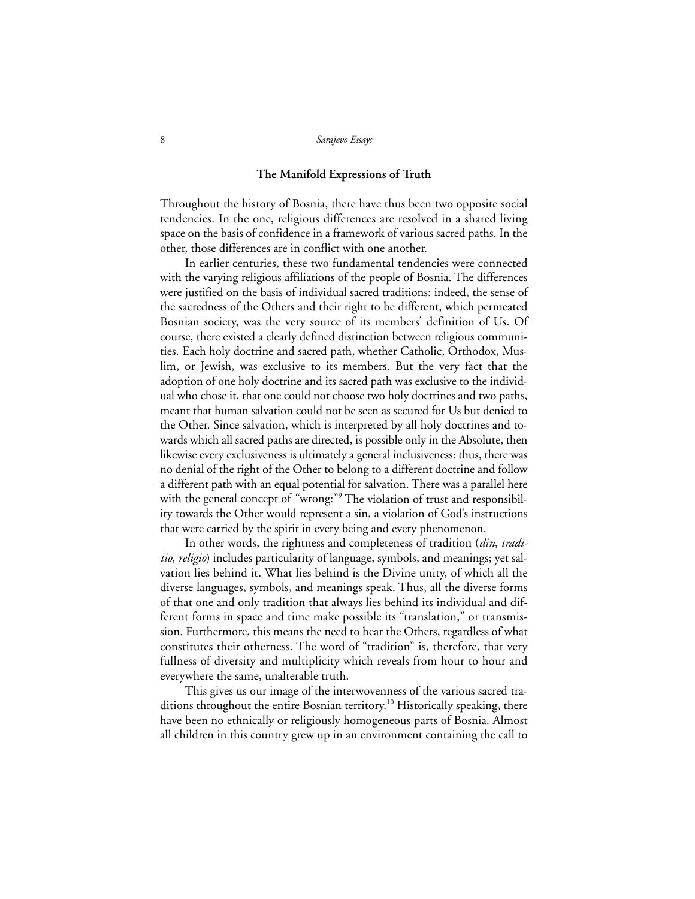## The Manifold Expressions of Truth

Throughout the history of Bosnia, there have thus been two opposite social tendencies. In the one, religious differences are resolved in a shared living space on the basis of confidence in a framework of various sacred paths. In the other, those differences are in conflict with one another.

In earlier centuries, these two fundamental tendencies were connected with the varying religious affiliations of the people of Bosnia. The differences were justified on the basis of individual sacred traditions: indeed, the sense of the sacredness of the Others and their right to be different, which permeated Bosnian society, was the very source of its members' definition of Us. Of course, there existed a clearly defined distinction between religious communities. Each holy doctrine and sacred path, whether Catholic, Orthodox, Muslim, or Jewish, was exclusive to its members. But the very fact that the adoption of one holy doctrine and its sacred path was exclusive to the individual who chose it, that one could not choose two holy doctrines and two paths, meant that human salvation could not be seen as secured for Us but denied to the Other. Since salvation, which is interpreted by all holy doctrines and towards which all sacred paths are directed, is possible only in the Absolute, then likewise every exclusiveness is ultimately a general inclusiveness: thus, there was no denial of the right of the Other to belong to a different doctrine and follow a different path with an equal potential for salvation. There was a parallel here with the general concept of "wrong:"[9] The violation of trust and responsibility towards the Other would represent a sin, a violation of God's instructions that were carried by the spirit in every being and every phenomenon.

In other words, the rightness and completeness of tradition (*din*, *traditio*, *religio*) includes particularity of language, symbols, and meanings; yet salvation lies behind it. What lies behind is the Divine unity, of which all the diverse languages, symbols, and meanings speak. Thus, all the diverse forms of that one and only tradition that always lies behind its individual and different forms in space and time make possible its "translation," or transmission. Furthermore, this means the need to hear the Others, regardless of what constitutes their otherness. The word of "tradition" is, therefore, that very fullness of diversity and multiplicity which reveals from hour to hour and everywhere the same, unalterable truth.

This gives us our image of the interwovenness of the various sacred traditions throughout the entire Bosnian territory.[10] Historically speaking, there have been no ethnically or religiously homogeneous parts of Bosnia. Almost all children in this country grew up in an environment containing the call to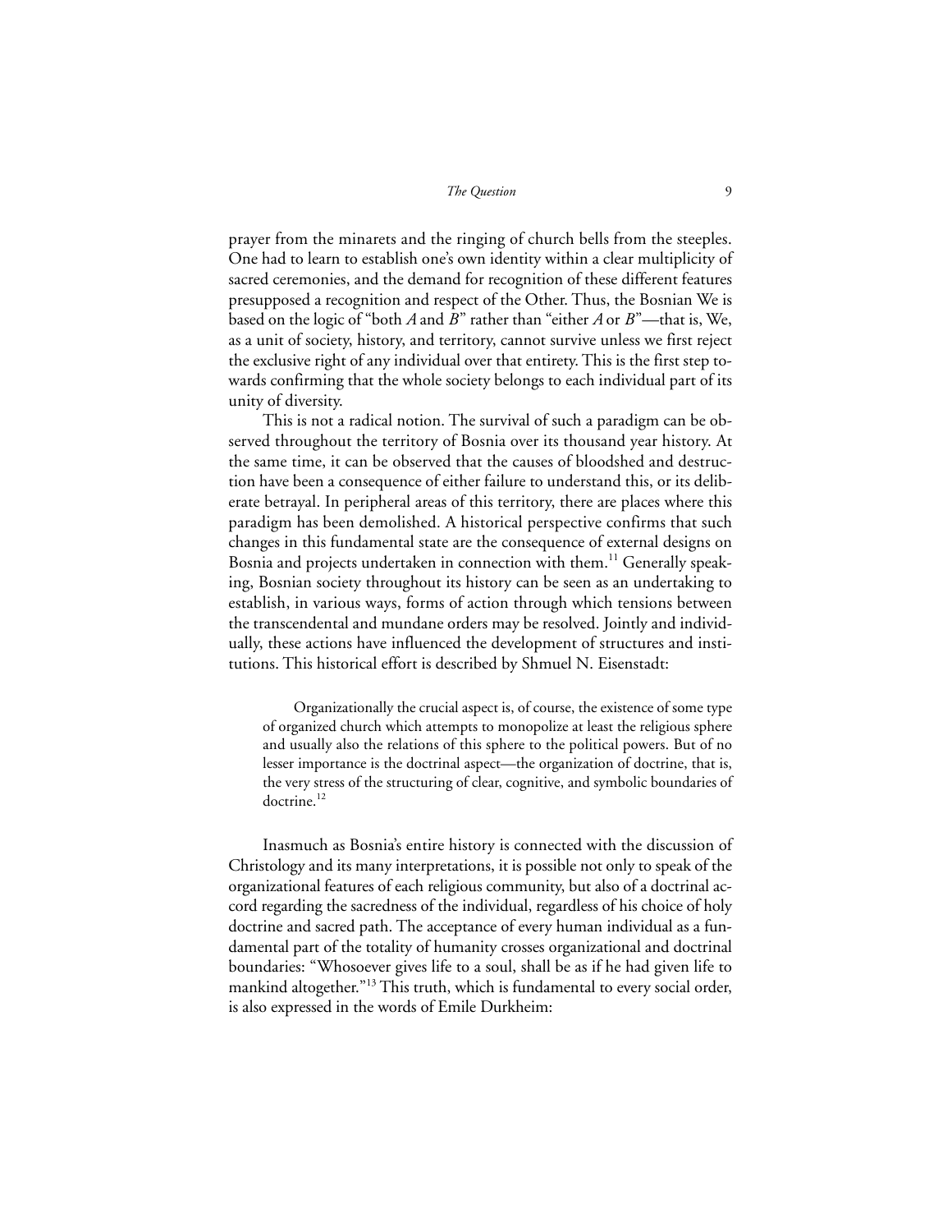prayer from the minarets and the ringing of church bells from the steeples. One had to learn to establish one's own identity within a clear multiplicity of sacred ceremonies, and the demand for recognition of these different features presupposed a recognition and respect of the Other. Thus, the Bosnian We is based on the logic of "both *A* and *B*" rather than "either *A* or *B*"—that is, We, as a unit of society, history, and territory, cannot survive unless we first reject the exclusive right of any individual over that entirety. This is the first step towards confirming that the whole society belongs to each individual part of its unity of diversity.

This is not a radical notion. The survival of such a paradigm can be observed throughout the territory of Bosnia over its thousand year history. At the same time, it can be observed that the causes of bloodshed and destruction have been a consequence of either failure to understand this, or its deliberate betrayal. In peripheral areas of this territory, there are places where this paradigm has been demolished. A historical perspective confirms that such changes in this fundamental state are the consequence of external designs on Bosnia and projects undertaken in connection with them.[11] Generally speaking, Bosnian society throughout its history can be seen as an undertaking to establish, in various ways, forms of action through which tensions between the transcendental and mundane orders may be resolved. Jointly and individually, these actions have influenced the development of structures and institutions. This historical effort is described by Shmuel N. Eisenstadt:

> Organizationally the crucial aspect is, of course, the existence of some type of organized church which attempts to monopolize at least the religious sphere and usually also the relations of this sphere to the political powers. But of no lesser importance is the doctrinal aspect—the organization of doctrine, that is, the very stress of the structuring of clear, cognitive, and symbolic boundaries of doctrine.[12]

Inasmuch as Bosnia's entire history is connected with the discussion of Christology and its many interpretations, it is possible not only to speak of the organizational features of each religious community, but also of a doctrinal accord regarding the sacredness of the individual, regardless of his choice of holy doctrine and sacred path. The acceptance of every human individual as a fundamental part of the totality of humanity crosses organizational and doctrinal boundaries: "Whosoever gives life to a soul, shall be as if he had given life to mankind altogether."[13] This truth, which is fundamental to every social order, is also expressed in the words of Emile Durkheim: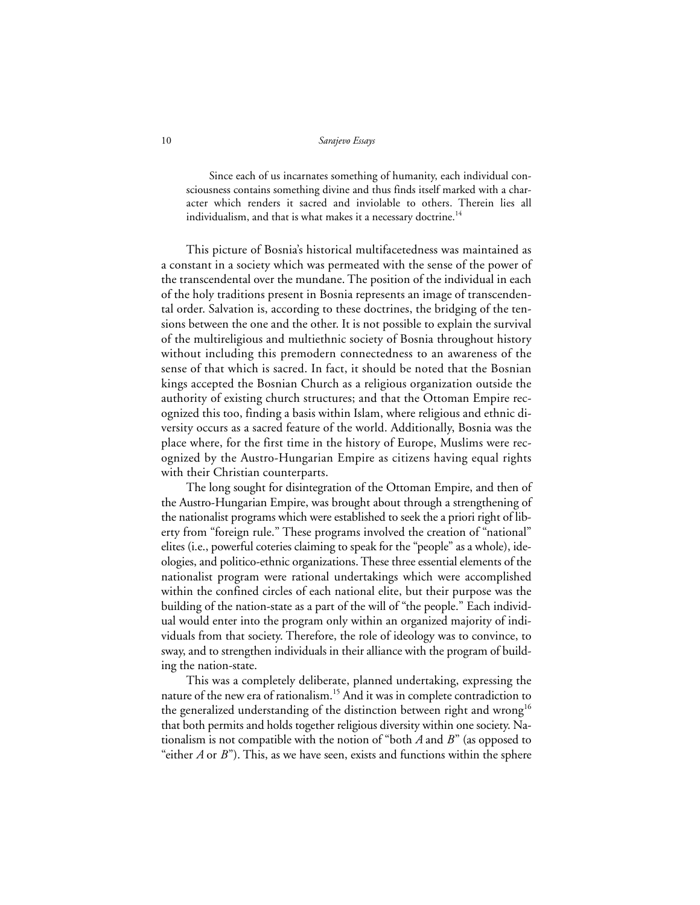> Since each of us incarnates something of humanity, each individual consciousness contains something divine and thus finds itself marked with a character which renders it sacred and inviolable to others. Therein lies all individualism, and that is what makes it a necessary doctrine.[14]

This picture of Bosnia's historical multifacetedness was maintained as a constant in a society which was permeated with the sense of the power of the transcendental over the mundane. The position of the individual in each of the holy traditions present in Bosnia represents an image of transcendental order. Salvation is, according to these doctrines, the bridging of the tensions between the one and the other. It is not possible to explain the survival of the multireligious and multiethnic society of Bosnia throughout history without including this premodern connectedness to an awareness of the sense of that which is sacred. In fact, it should be noted that the Bosnian kings accepted the Bosnian Church as a religious organization outside the authority of existing church structures; and that the Ottoman Empire recognized this too, finding a basis within Islam, where religious and ethnic diversity occurs as a sacred feature of the world. Additionally, Bosnia was the place where, for the first time in the history of Europe, Muslims were recognized by the Austro-Hungarian Empire as citizens having equal rights with their Christian counterparts.

The long sought for disintegration of the Ottoman Empire, and then of the Austro-Hungarian Empire, was brought about through a strengthening of the nationalist programs which were established to seek the a priori right of liberty from "foreign rule." These programs involved the creation of "national" elites (i.e., powerful coteries claiming to speak for the "people" as a whole), ideologies, and politico-ethnic organizations. These three essential elements of the nationalist program were rational undertakings which were accomplished within the confined circles of each national elite, but their purpose was the building of the nation-state as a part of the will of "the people." Each individual would enter into the program only within an organized majority of individuals from that society. Therefore, the role of ideology was to convince, to sway, and to strengthen individuals in their alliance with the program of building the nation-state.

This was a completely deliberate, planned undertaking, expressing the nature of the new era of rationalism.[15] And it was in complete contradiction to the generalized understanding of the distinction between right and wrong[16] that both permits and holds together religious diversity within one society. Nationalism is not compatible with the notion of "both *A* and *B*" (as opposed to "either *A* or *B*"). This, as we have seen, exists and functions within the sphere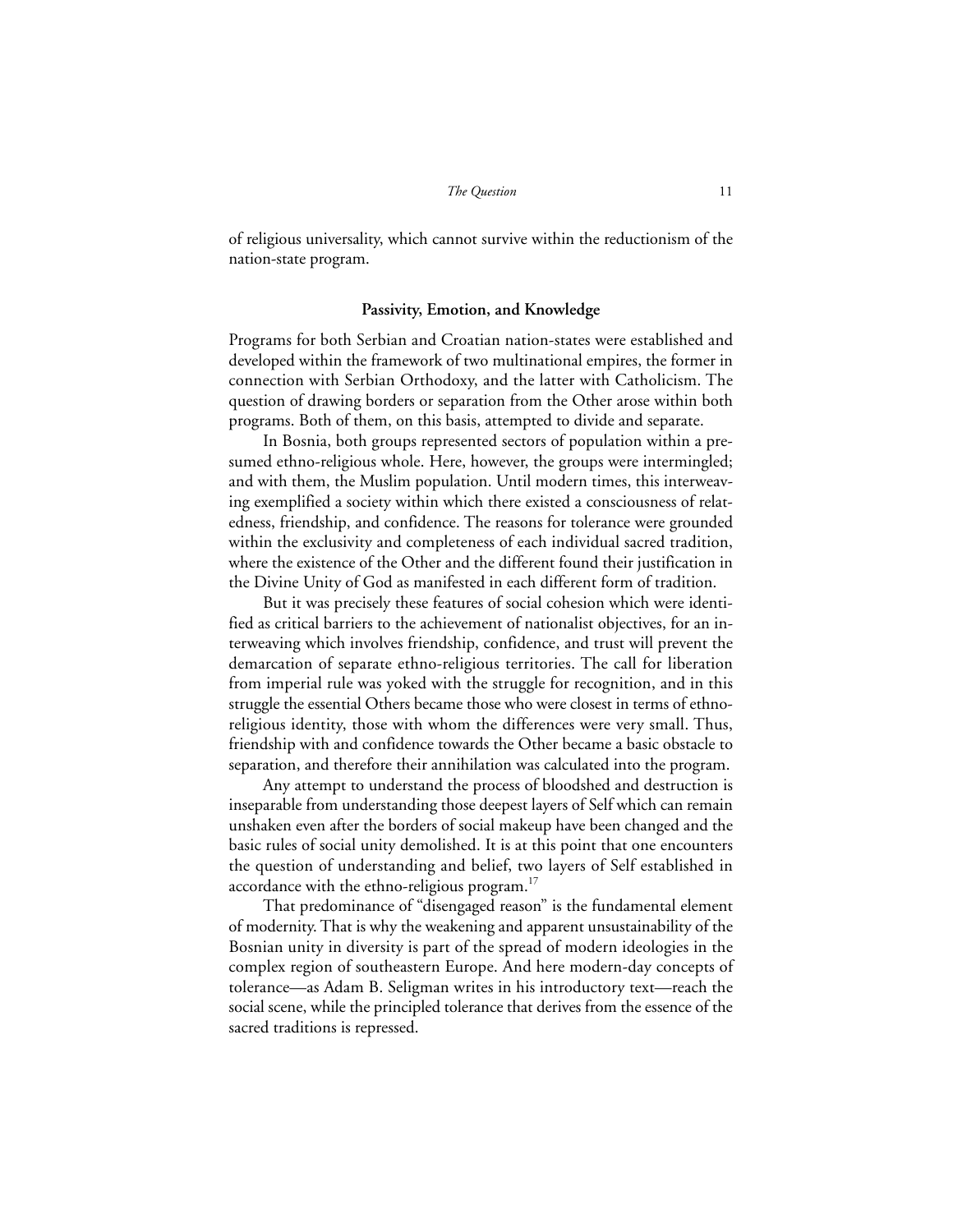of religious universality, which cannot survive within the reductionism of the nation-state program.

## Passivity, Emotion, and Knowledge

Programs for both Serbian and Croatian nation-states were established and developed within the framework of two multinational empires, the former in connection with Serbian Orthodoxy, and the latter with Catholicism. The question of drawing borders or separation from the Other arose within both programs. Both of them, on this basis, attempted to divide and separate.

In Bosnia, both groups represented sectors of population within a presumed ethno-religious whole. Here, however, the groups were intermingled; and with them, the Muslim population. Until modern times, this interweaving exemplified a society within which there existed a consciousness of relatedness, friendship, and confidence. The reasons for tolerance were grounded within the exclusivity and completeness of each individual sacred tradition, where the existence of the Other and the different found their justification in the Divine Unity of God as manifested in each different form of tradition.

But it was precisely these features of social cohesion which were identified as critical barriers to the achievement of nationalist objectives, for an interweaving which involves friendship, confidence, and trust will prevent the demarcation of separate ethno-religious territories. The call for liberation from imperial rule was yoked with the struggle for recognition, and in this struggle the essential Others became those who were closest in terms of ethno-religious identity, those with whom the differences were very small. Thus, friendship with and confidence towards the Other became a basic obstacle to separation, and therefore their annihilation was calculated into the program.

Any attempt to understand the process of bloodshed and destruction is inseparable from understanding those deepest layers of Self which can remain unshaken even after the borders of social makeup have been changed and the basic rules of social unity demolished. It is at this point that one encounters the question of understanding and belief, two layers of Self established in accordance with the ethno-religious program.[17]

That predominance of "disengaged reason" is the fundamental element of modernity. That is why the weakening and apparent unsustainability of the Bosnian unity in diversity is part of the spread of modern ideologies in the complex region of southeastern Europe. And here modern-day concepts of tolerance—as Adam B. Seligman writes in his introductory text—reach the social scene, while the principled tolerance that derives from the essence of the sacred traditions is repressed.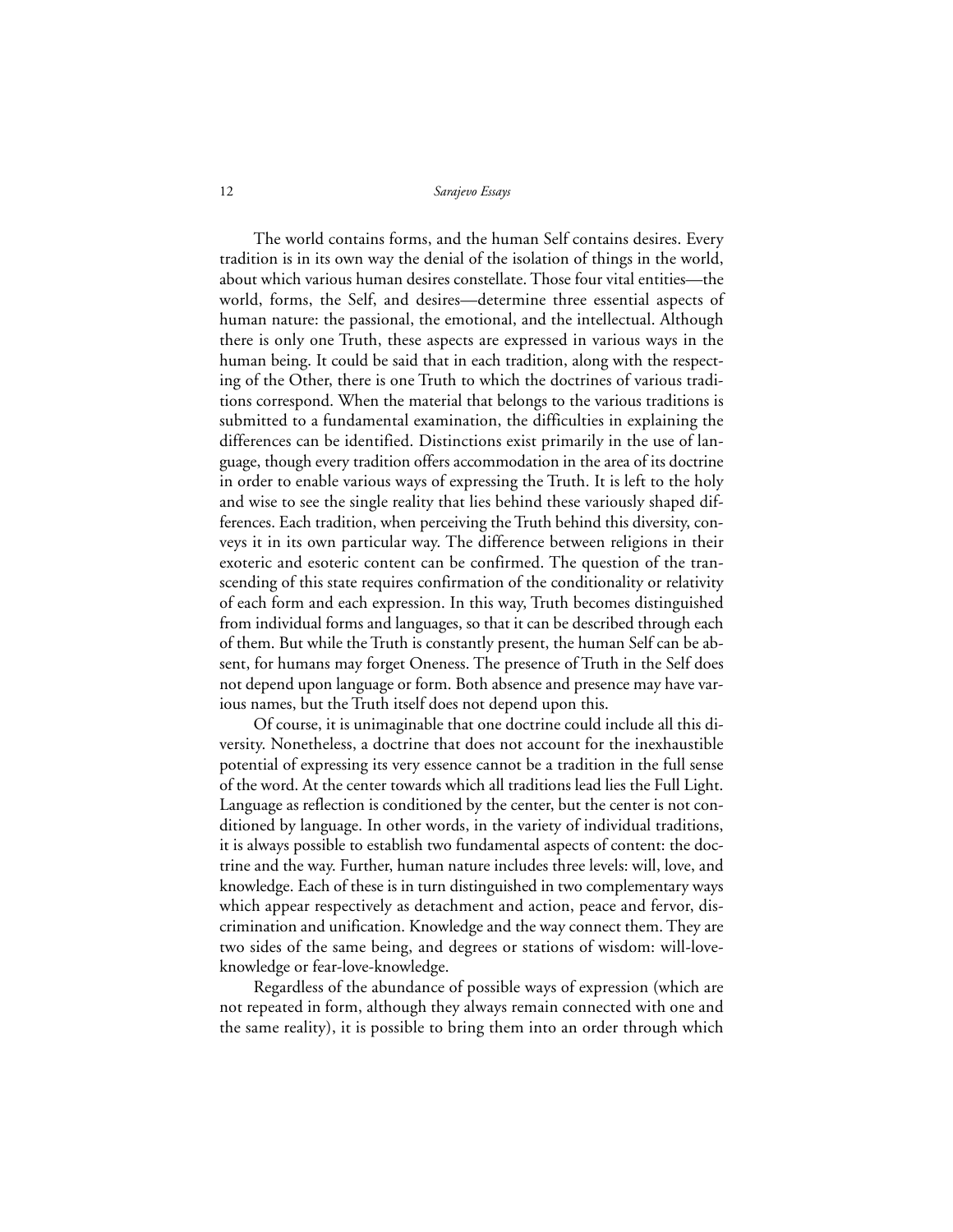The world contains forms, and the human Self contains desires. Every tradition is in its own way the denial of the isolation of things in the world, about which various human desires constellate. Those four vital entities—the world, forms, the Self, and desires—determine three essential aspects of human nature: the passional, the emotional, and the intellectual. Although there is only one Truth, these aspects are expressed in various ways in the human being. It could be said that in each tradition, along with the respecting of the Other, there is one Truth to which the doctrines of various traditions correspond. When the material that belongs to the various traditions is submitted to a fundamental examination, the difficulties in explaining the differences can be identified. Distinctions exist primarily in the use of language, though every tradition offers accommodation in the area of its doctrine in order to enable various ways of expressing the Truth. It is left to the holy and wise to see the single reality that lies behind these variously shaped differences. Each tradition, when perceiving the Truth behind this diversity, conveys it in its own particular way. The difference between religions in their exoteric and esoteric content can be confirmed. The question of the transcending of this state requires confirmation of the conditionality or relativity of each form and each expression. In this way, Truth becomes distinguished from individual forms and languages, so that it can be described through each of them. But while the Truth is constantly present, the human Self can be absent, for humans may forget Oneness. The presence of Truth in the Self does not depend upon language or form. Both absence and presence may have various names, but the Truth itself does not depend upon this.

Of course, it is unimaginable that one doctrine could include all this diversity. Nonetheless, a doctrine that does not account for the inexhaustible potential of expressing its very essence cannot be a tradition in the full sense of the word. At the center towards which all traditions lead lies the Full Light. Language as reflection is conditioned by the center, but the center is not conditioned by language. In other words, in the variety of individual traditions, it is always possible to establish two fundamental aspects of content: the doctrine and the way. Further, human nature includes three levels: will, love, and knowledge. Each of these is in turn distinguished in two complementary ways which appear respectively as detachment and action, peace and fervor, discrimination and unification. Knowledge and the way connect them. They are two sides of the same being, and degrees or stations of wisdom: will-love-knowledge or fear-love-knowledge.

Regardless of the abundance of possible ways of expression (which are not repeated in form, although they always remain connected with one and the same reality), it is possible to bring them into an order through which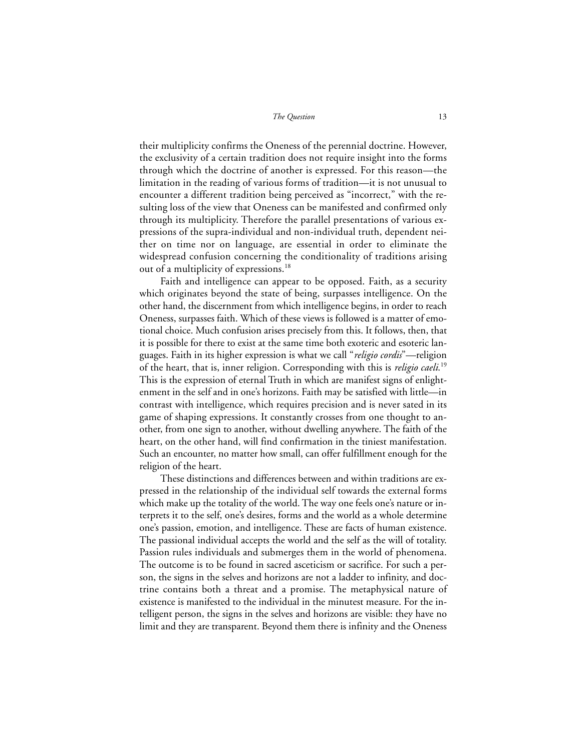their multiplicity confirms the Oneness of the perennial doctrine. However, the exclusivity of a certain tradition does not require insight into the forms through which the doctrine of another is expressed. For this reason—the limitation in the reading of various forms of tradition—it is not unusual to encounter a different tradition being perceived as "incorrect," with the resulting loss of the view that Oneness can be manifested and confirmed only through its multiplicity. Therefore the parallel presentations of various expressions of the supra-individual and non-individual truth, dependent neither on time nor on language, are essential in order to eliminate the widespread confusion concerning the conditionality of traditions arising out of a multiplicity of expressions.[18]

Faith and intelligence can appear to be opposed. Faith, as a security which originates beyond the state of being, surpasses intelligence. On the other hand, the discernment from which intelligence begins, in order to reach Oneness, surpasses faith. Which of these views is followed is a matter of emotional choice. Much confusion arises precisely from this. It follows, then, that it is possible for there to exist at the same time both exoteric and esoteric languages. Faith in its higher expression is what we call "*religio cordis*"—religion of the heart, that is, inner religion. Corresponding with this is *religio caeli.*[19] This is the expression of eternal Truth in which are manifest signs of enlightenment in the self and in one's horizons. Faith may be satisfied with little—in contrast with intelligence, which requires precision and is never sated in its game of shaping expressions. It constantly crosses from one thought to another, from one sign to another, without dwelling anywhere. The faith of the heart, on the other hand, will find confirmation in the tiniest manifestation. Such an encounter, no matter how small, can offer fulfillment enough for the religion of the heart.

These distinctions and differences between and within traditions are expressed in the relationship of the individual self towards the external forms which make up the totality of the world. The way one feels one's nature or interprets it to the self, one's desires, forms and the world as a whole determine one's passion, emotion, and intelligence. These are facts of human existence. The passional individual accepts the world and the self as the will of totality. Passion rules individuals and submerges them in the world of phenomena. The outcome is to be found in sacred asceticism or sacrifice. For such a person, the signs in the selves and horizons are not a ladder to infinity, and doctrine contains both a threat and a promise. The metaphysical nature of existence is manifested to the individual in the minutest measure. For the intelligent person, the signs in the selves and horizons are visible: they have no limit and they are transparent. Beyond them there is infinity and the Oneness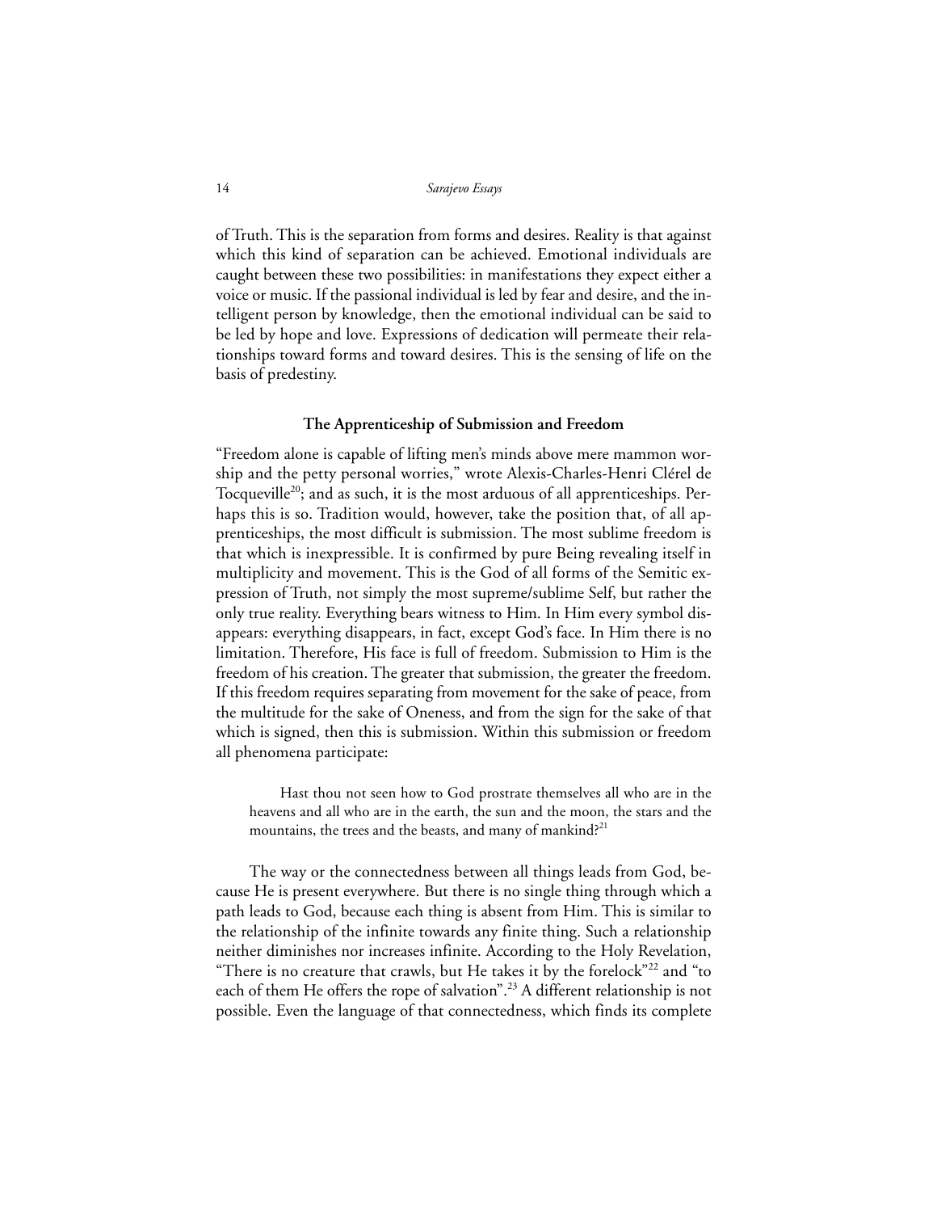of Truth. This is the separation from forms and desires. Reality is that against which this kind of separation can be achieved. Emotional individuals are caught between these two possibilities: in manifestations they expect either a voice or music. If the passional individual is led by fear and desire, and the intelligent person by knowledge, then the emotional individual can be said to be led by hope and love. Expressions of dedication will permeate their relationships toward forms and toward desires. This is the sensing of life on the basis of predestiny.

### The Apprenticeship of Submission and Freedom

"Freedom alone is capable of lifting men's minds above mere mammon worship and the petty personal worries," wrote Alexis-Charles-Henri Clérel de Tocqueville[20]; and as such, it is the most arduous of all apprenticeships. Perhaps this is so. Tradition would, however, take the position that, of all apprenticeships, the most difficult is submission. The most sublime freedom is that which is inexpressible. It is confirmed by pure Being revealing itself in multiplicity and movement. This is the God of all forms of the Semitic expression of Truth, not simply the most supreme/sublime Self, but rather the only true reality. Everything bears witness to Him. In Him every symbol disappears: everything disappears, in fact, except God's face. In Him there is no limitation. Therefore, His face is full of freedom. Submission to Him is the freedom of his creation. The greater that submission, the greater the freedom. If this freedom requires separating from movement for the sake of peace, from the multitude for the sake of Oneness, and from the sign for the sake of that which is signed, then this is submission. Within this submission or freedom all phenomena participate:

> Hast thou not seen how to God prostrate themselves all who are in the heavens and all who are in the earth, the sun and the moon, the stars and the mountains, the trees and the beasts, and many of mankind?[21]

The way or the connectedness between all things leads from God, because He is present everywhere. But there is no single thing through which a path leads to God, because each thing is absent from Him. This is similar to the relationship of the infinite towards any finite thing. Such a relationship neither diminishes nor increases infinite. According to the Holy Revelation, "There is no creature that crawls, but He takes it by the forelock"[22] and "to each of them He offers the rope of salvation".[23] A different relationship is not possible. Even the language of that connectedness, which finds its complete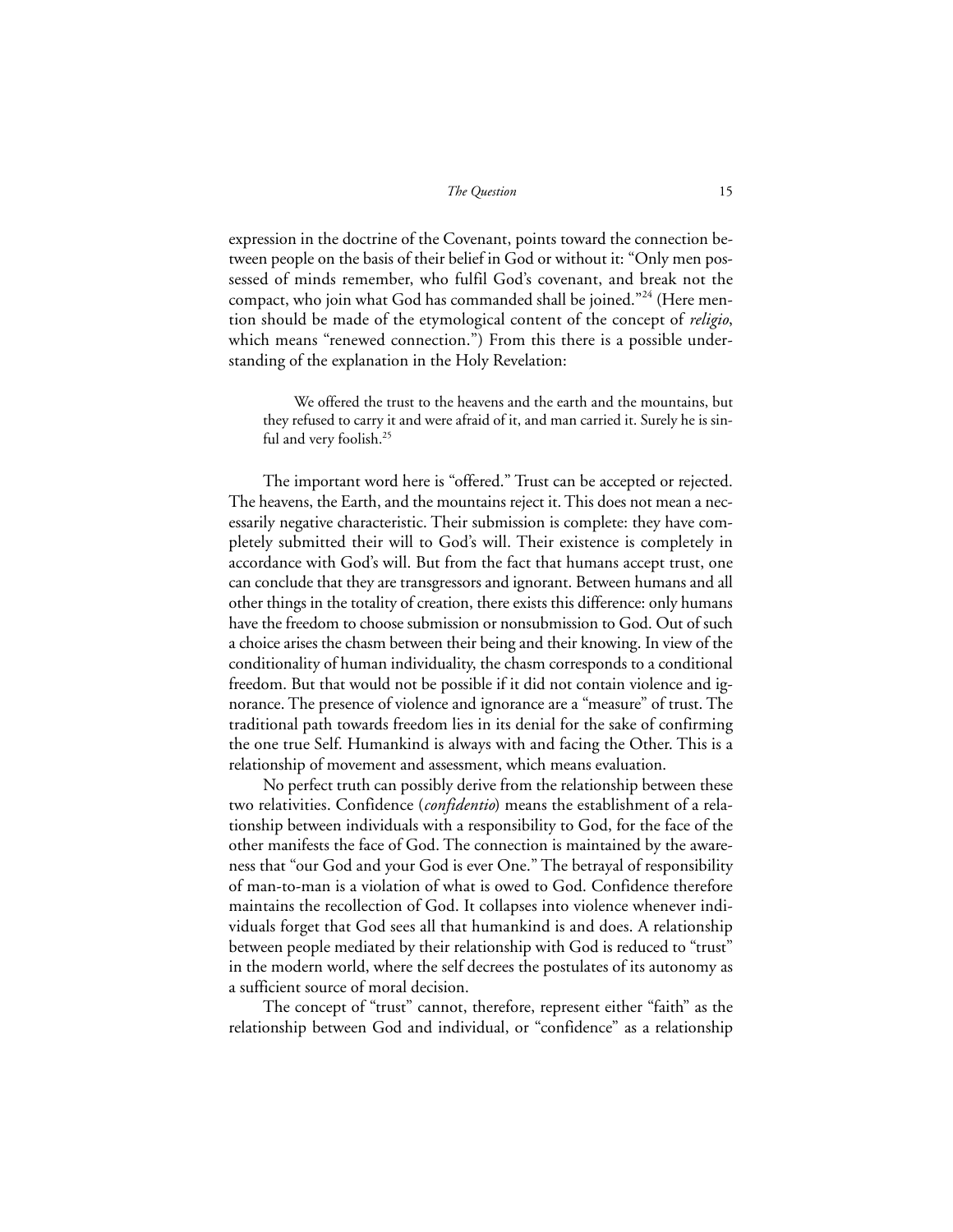expression in the doctrine of the Covenant, points toward the connection between people on the basis of their belief in God or without it: "Only men possessed of minds remember, who fulfil God's covenant, and break not the compact, who join what God has commanded shall be joined."[24] (Here mention should be made of the etymological content of the concept of *religio*, which means "renewed connection.") From this there is a possible understanding of the explanation in the Holy Revelation:

> We offered the trust to the heavens and the earth and the mountains, but they refused to carry it and were afraid of it, and man carried it. Surely he is sinful and very foolish.[25]

The important word here is "offered." Trust can be accepted or rejected. The heavens, the Earth, and the mountains reject it. This does not mean a necessarily negative characteristic. Their submission is complete: they have completely submitted their will to God's will. Their existence is completely in accordance with God's will. But from the fact that humans accept trust, one can conclude that they are transgressors and ignorant. Between humans and all other things in the totality of creation, there exists this difference: only humans have the freedom to choose submission or nonsubmission to God. Out of such a choice arises the chasm between their being and their knowing. In view of the conditionality of human individuality, the chasm corresponds to a conditional freedom. But that would not be possible if it did not contain violence and ignorance. The presence of violence and ignorance are a "measure" of trust. The traditional path towards freedom lies in its denial for the sake of confirming the one true Self. Humankind is always with and facing the Other. This is a relationship of movement and assessment, which means evaluation.

No perfect truth can possibly derive from the relationship between these two relativities. Confidence (*confidentio*) means the establishment of a relationship between individuals with a responsibility to God, for the face of the other manifests the face of God. The connection is maintained by the awareness that "our God and your God is ever One." The betrayal of responsibility of man-to-man is a violation of what is owed to God. Confidence therefore maintains the recollection of God. It collapses into violence whenever individuals forget that God sees all that humankind is and does. A relationship between people mediated by their relationship with God is reduced to "trust" in the modern world, where the self decrees the postulates of its autonomy as a sufficient source of moral decision.

The concept of "trust" cannot, therefore, represent either "faith" as the relationship between God and individual, or "confidence" as a relationship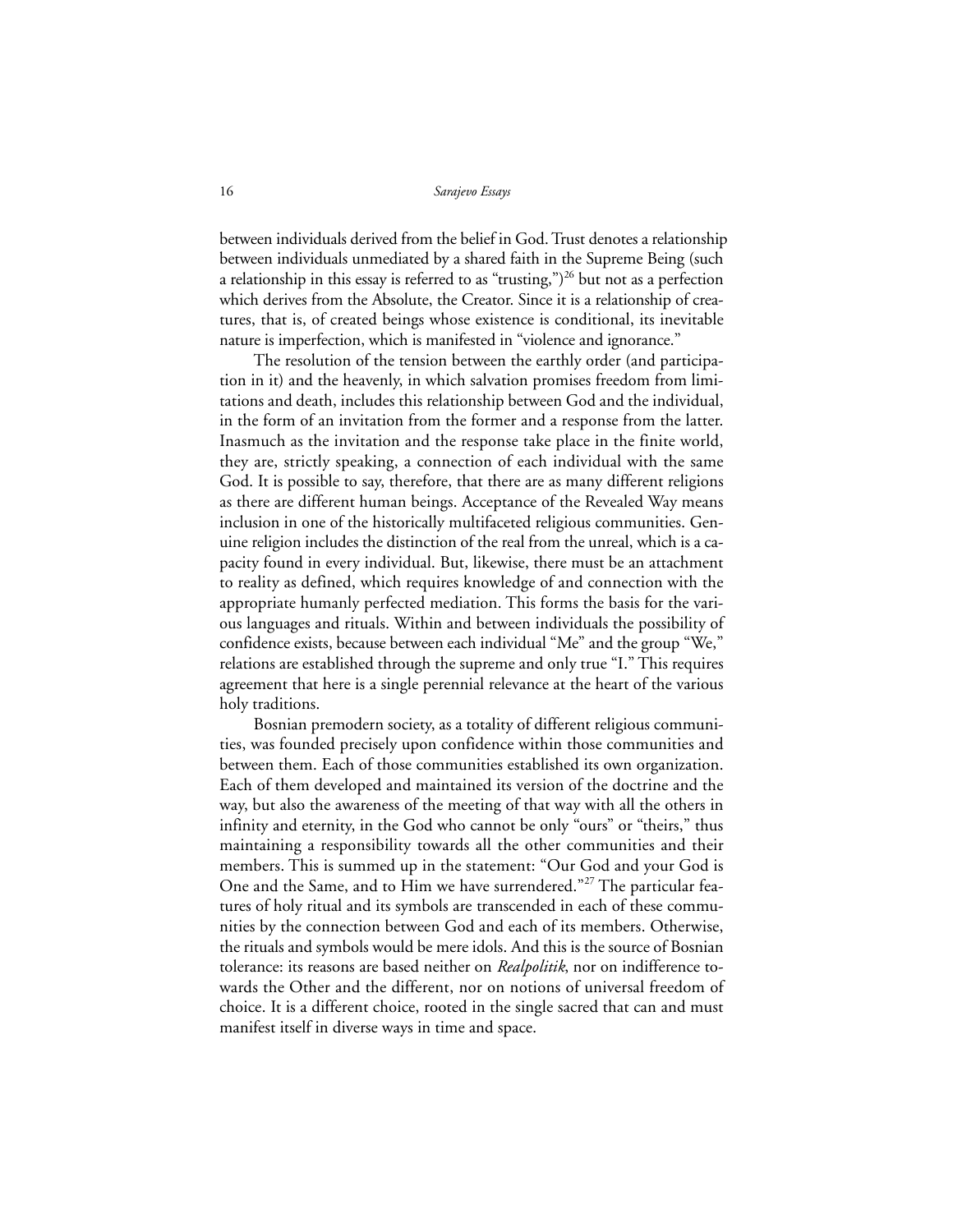between individuals derived from the belief in God. Trust denotes a relationship between individuals unmediated by a shared faith in the Supreme Being (such a relationship in this essay is referred to as "trusting,")[26] but not as a perfection which derives from the Absolute, the Creator. Since it is a relationship of creatures, that is, of created beings whose existence is conditional, its inevitable nature is imperfection, which is manifested in "violence and ignorance."

The resolution of the tension between the earthly order (and participation in it) and the heavenly, in which salvation promises freedom from limitations and death, includes this relationship between God and the individual, in the form of an invitation from the former and a response from the latter. Inasmuch as the invitation and the response take place in the finite world, they are, strictly speaking, a connection of each individual with the same God. It is possible to say, therefore, that there are as many different religions as there are different human beings. Acceptance of the Revealed Way means inclusion in one of the historically multifaceted religious communities. Genuine religion includes the distinction of the real from the unreal, which is a capacity found in every individual. But, likewise, there must be an attachment to reality as defined, which requires knowledge of and connection with the appropriate humanly perfected mediation. This forms the basis for the various languages and rituals. Within and between individuals the possibility of confidence exists, because between each individual "Me" and the group "We," relations are established through the supreme and only true "I." This requires agreement that here is a single perennial relevance at the heart of the various holy traditions.

Bosnian premodern society, as a totality of different religious communities, was founded precisely upon confidence within those communities and between them. Each of those communities established its own organization. Each of them developed and maintained its version of the doctrine and the way, but also the awareness of the meeting of that way with all the others in infinity and eternity, in the God who cannot be only "ours" or "theirs," thus maintaining a responsibility towards all the other communities and their members. This is summed up in the statement: "Our God and your God is One and the Same, and to Him we have surrendered."[27] The particular features of holy ritual and its symbols are transcended in each of these communities by the connection between God and each of its members. Otherwise, the rituals and symbols would be mere idols. And this is the source of Bosnian tolerance: its reasons are based neither on *Realpolitik*, nor on indifference towards the Other and the different, nor on notions of universal freedom of choice. It is a different choice, rooted in the single sacred that can and must manifest itself in diverse ways in time and space.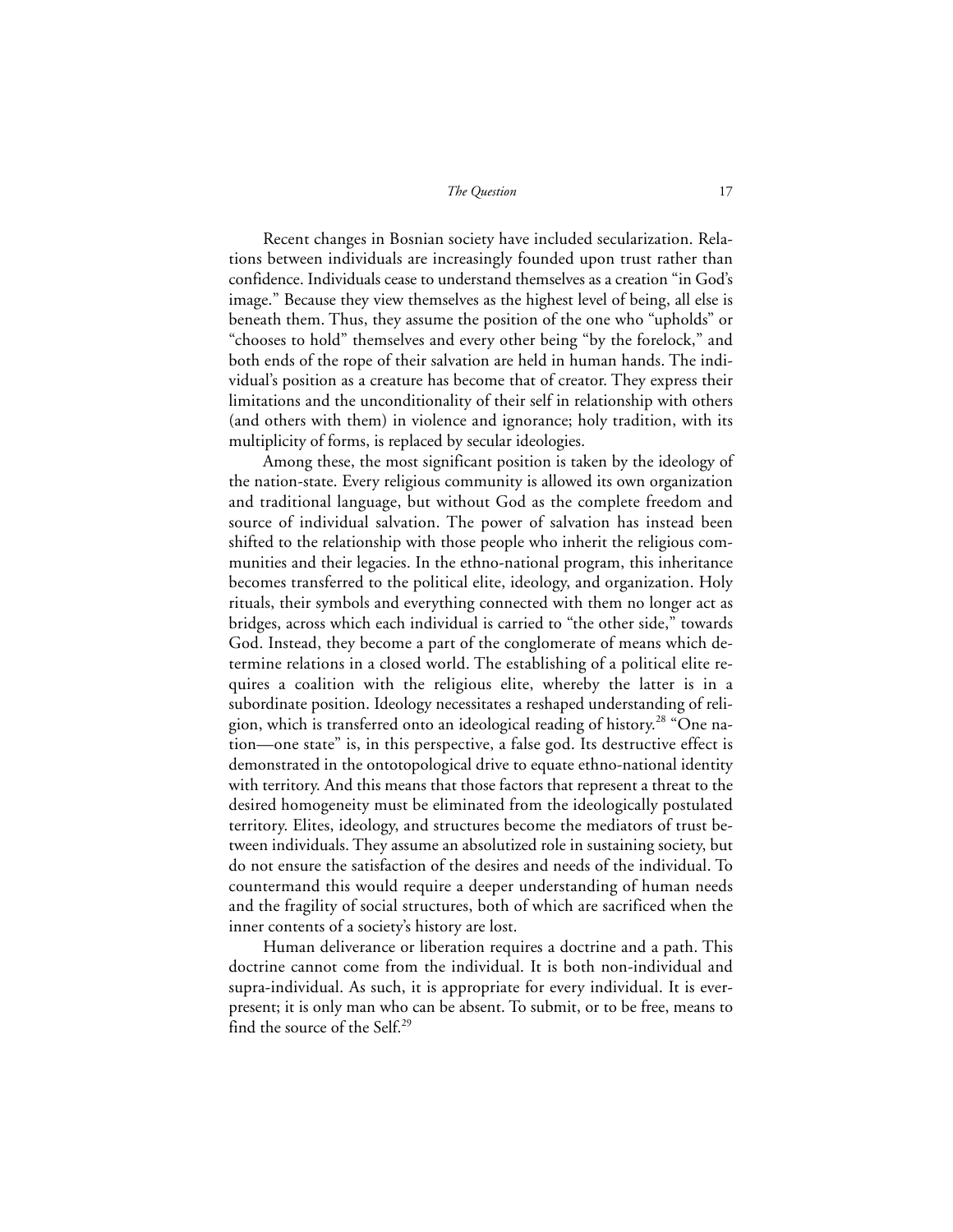Recent changes in Bosnian society have included secularization. Relations between individuals are increasingly founded upon trust rather than confidence. Individuals cease to understand themselves as a creation "in God's image." Because they view themselves as the highest level of being, all else is beneath them. Thus, they assume the position of the one who "upholds" or "chooses to hold" themselves and every other being "by the forelock," and both ends of the rope of their salvation are held in human hands. The individual's position as a creature has become that of creator. They express their limitations and the unconditionality of their self in relationship with others (and others with them) in violence and ignorance; holy tradition, with its multiplicity of forms, is replaced by secular ideologies.

Among these, the most significant position is taken by the ideology of the nation-state. Every religious community is allowed its own organization and traditional language, but without God as the complete freedom and source of individual salvation. The power of salvation has instead been shifted to the relationship with those people who inherit the religious communities and their legacies. In the ethno-national program, this inheritance becomes transferred to the political elite, ideology, and organization. Holy rituals, their symbols and everything connected with them no longer act as bridges, across which each individual is carried to "the other side," towards God. Instead, they become a part of the conglomerate of means which determine relations in a closed world. The establishing of a political elite requires a coalition with the religious elite, whereby the latter is in a subordinate position. Ideology necessitates a reshaped understanding of religion, which is transferred onto an ideological reading of history.[28] "One nation—one state" is, in this perspective, a false god. Its destructive effect is demonstrated in the ontotopological drive to equate ethno-national identity with territory. And this means that those factors that represent a threat to the desired homogeneity must be eliminated from the ideologically postulated territory. Elites, ideology, and structures become the mediators of trust between individuals. They assume an absolutized role in sustaining society, but do not ensure the satisfaction of the desires and needs of the individual. To countermand this would require a deeper understanding of human needs and the fragility of social structures, both of which are sacrificed when the inner contents of a society's history are lost.

Human deliverance or liberation requires a doctrine and a path. This doctrine cannot come from the individual. It is both non-individual and supra-individual. As such, it is appropriate for every individual. It is ever-present; it is only man who can be absent. To submit, or to be free, means to find the source of the Self.[29]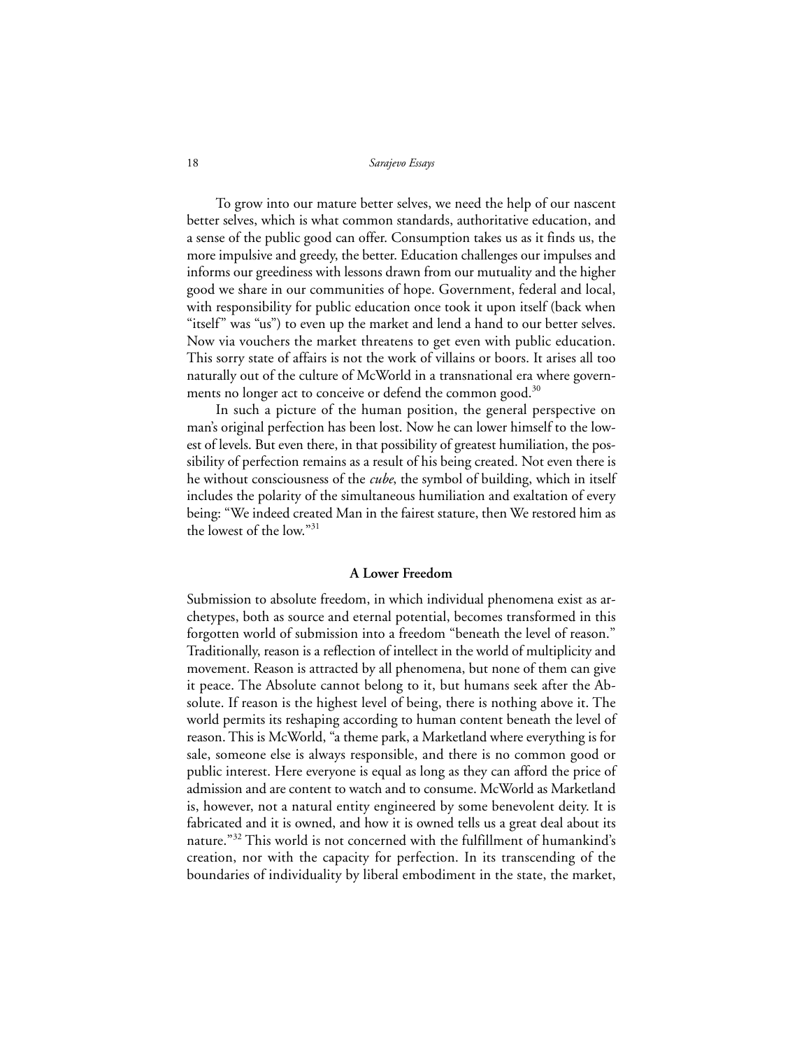To grow into our mature better selves, we need the help of our nascent better selves, which is what common standards, authoritative education, and a sense of the public good can offer. Consumption takes us as it finds us, the more impulsive and greedy, the better. Education challenges our impulses and informs our greediness with lessons drawn from our mutuality and the higher good we share in our communities of hope. Government, federal and local, with responsibility for public education once took it upon itself (back when "itself" was "us") to even up the market and lend a hand to our better selves. Now via vouchers the market threatens to get even with public education. This sorry state of affairs is not the work of villains or boors. It arises all too naturally out of the culture of McWorld in a transnational era where governments no longer act to conceive or defend the common good.[30]

In such a picture of the human position, the general perspective on man's original perfection has been lost. Now he can lower himself to the lowest of levels. But even there, in that possibility of greatest humiliation, the possibility of perfection remains as a result of his being created. Not even there is he without consciousness of the *cube*, the symbol of building, which in itself includes the polarity of the simultaneous humiliation and exaltation of every being: "We indeed created Man in the fairest stature, then We restored him as the lowest of the low."[31]

## A Lower Freedom

Submission to absolute freedom, in which individual phenomena exist as archetypes, both as source and eternal potential, becomes transformed in this forgotten world of submission into a freedom "beneath the level of reason." Traditionally, reason is a reflection of intellect in the world of multiplicity and movement. Reason is attracted by all phenomena, but none of them can give it peace. The Absolute cannot belong to it, but humans seek after the Absolute. If reason is the highest level of being, there is nothing above it. The world permits its reshaping according to human content beneath the level of reason. This is McWorld, "a theme park, a Marketland where everything is for sale, someone else is always responsible, and there is no common good or public interest. Here everyone is equal as long as they can afford the price of admission and are content to watch and to consume. McWorld as Marketland is, however, not a natural entity engineered by some benevolent deity. It is fabricated and it is owned, and how it is owned tells us a great deal about its nature."[32] This world is not concerned with the fulfillment of humankind's creation, nor with the capacity for perfection. In its transcending of the boundaries of individuality by liberal embodiment in the state, the market,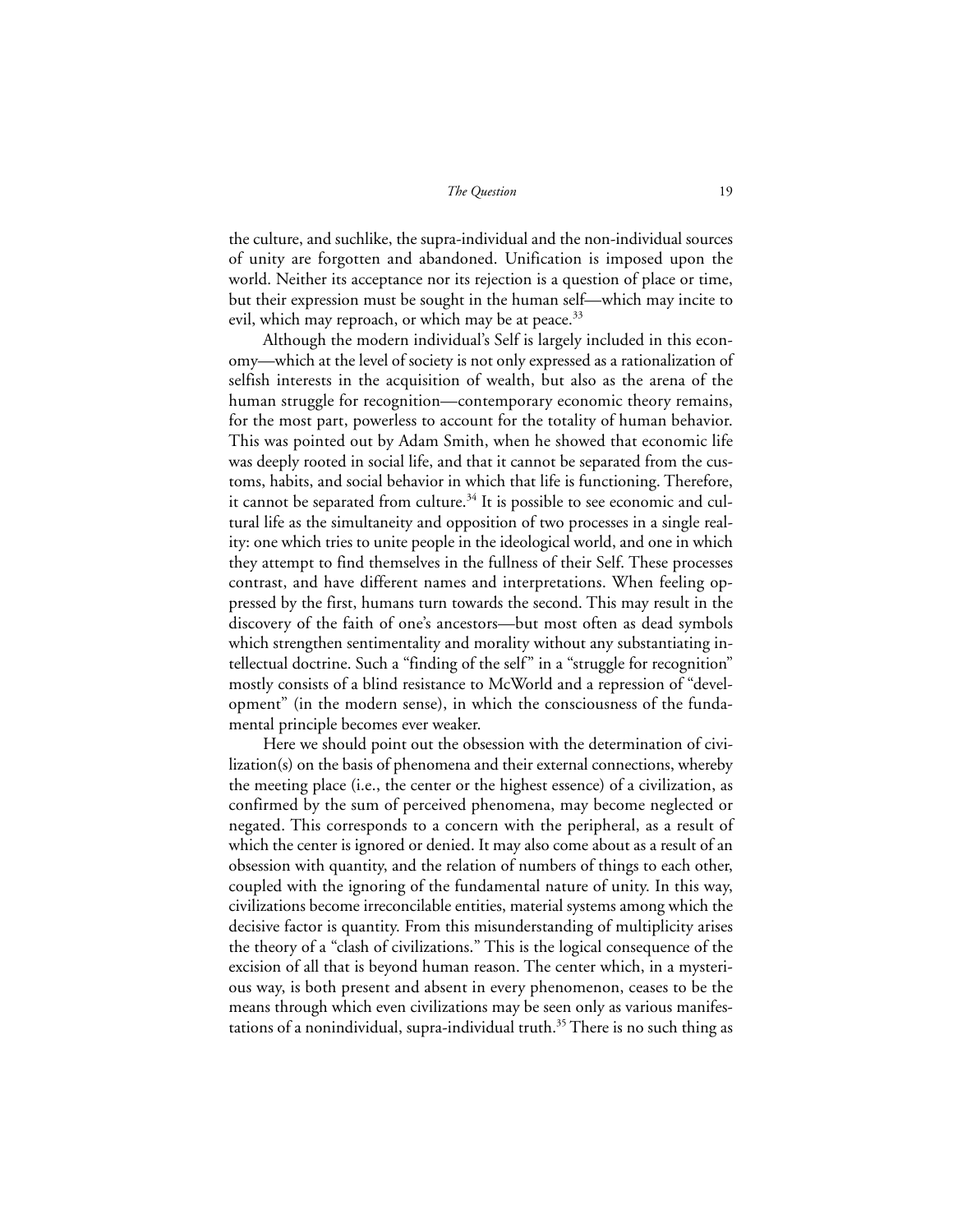the culture, and suchlike, the supra-individual and the non-individual sources of unity are forgotten and abandoned. Unification is imposed upon the world. Neither its acceptance nor its rejection is a question of place or time, but their expression must be sought in the human self—which may incite to evil, which may reproach, or which may be at peace.[33]

Although the modern individual's Self is largely included in this economy—which at the level of society is not only expressed as a rationalization of selfish interests in the acquisition of wealth, but also as the arena of the human struggle for recognition—contemporary economic theory remains, for the most part, powerless to account for the totality of human behavior. This was pointed out by Adam Smith, when he showed that economic life was deeply rooted in social life, and that it cannot be separated from the customs, habits, and social behavior in which that life is functioning. Therefore, it cannot be separated from culture.[34] It is possible to see economic and cultural life as the simultaneity and opposition of two processes in a single reality: one which tries to unite people in the ideological world, and one in which they attempt to find themselves in the fullness of their Self. These processes contrast, and have different names and interpretations. When feeling oppressed by the first, humans turn towards the second. This may result in the discovery of the faith of one's ancestors—but most often as dead symbols which strengthen sentimentality and morality without any substantiating intellectual doctrine. Such a "finding of the self" in a "struggle for recognition" mostly consists of a blind resistance to McWorld and a repression of "development" (in the modern sense), in which the consciousness of the fundamental principle becomes ever weaker.

Here we should point out the obsession with the determination of civilization(s) on the basis of phenomena and their external connections, whereby the meeting place (i.e., the center or the highest essence) of a civilization, as confirmed by the sum of perceived phenomena, may become neglected or negated. This corresponds to a concern with the peripheral, as a result of which the center is ignored or denied. It may also come about as a result of an obsession with quantity, and the relation of numbers of things to each other, coupled with the ignoring of the fundamental nature of unity. In this way, civilizations become irreconcilable entities, material systems among which the decisive factor is quantity. From this misunderstanding of multiplicity arises the theory of a "clash of civilizations." This is the logical consequence of the excision of all that is beyond human reason. The center which, in a mysterious way, is both present and absent in every phenomenon, ceases to be the means through which even civilizations may be seen only as various manifestations of a nonindividual, supra-individual truth.[35] There is no such thing as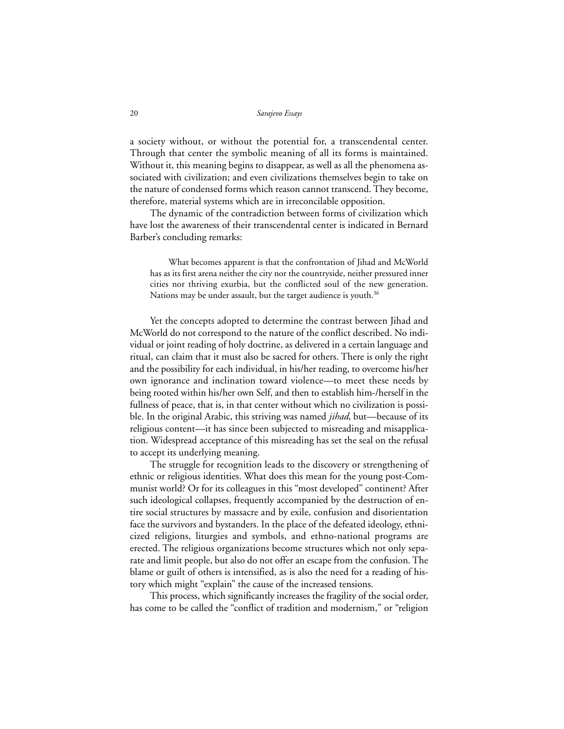a society without, or without the potential for, a transcendental center. Through that center the symbolic meaning of all its forms is maintained. Without it, this meaning begins to disappear, as well as all the phenomena associated with civilization; and even civilizations themselves begin to take on the nature of condensed forms which reason cannot transcend. They become, therefore, material systems which are in irreconcilable opposition.

The dynamic of the contradiction between forms of civilization which have lost the awareness of their transcendental center is indicated in Bernard Barber's concluding remarks:

> What becomes apparent is that the confrontation of Jihad and McWorld has as its first arena neither the city nor the countryside, neither pressured inner cities nor thriving exurbia, but the conflicted soul of the new generation. Nations may be under assault, but the target audience is youth.[36]

Yet the concepts adopted to determine the contrast between Jihad and McWorld do not correspond to the nature of the conflict described. No individual or joint reading of holy doctrine, as delivered in a certain language and ritual, can claim that it must also be sacred for others. There is only the right and the possibility for each individual, in his/her reading, to overcome his/her own ignorance and inclination toward violence—to meet these needs by being rooted within his/her own Self, and then to establish him-/herself in the fullness of peace, that is, in that center without which no civilization is possible. In the original Arabic, this striving was named *jihad*, but—because of its religious content—it has since been subjected to misreading and misapplication. Widespread acceptance of this misreading has set the seal on the refusal to accept its underlying meaning.

The struggle for recognition leads to the discovery or strengthening of ethnic or religious identities. What does this mean for the young post-Communist world? Or for its colleagues in this "most developed" continent? After such ideological collapses, frequently accompanied by the destruction of entire social structures by massacre and by exile, confusion and disorientation face the survivors and bystanders. In the place of the defeated ideology, ethnicized religions, liturgies and symbols, and ethno-national programs are erected. The religious organizations become structures which not only separate and limit people, but also do not offer an escape from the confusion. The blame or guilt of others is intensified, as is also the need for a reading of history which might "explain" the cause of the increased tensions.

This process, which significantly increases the fragility of the social order, has come to be called the "conflict of tradition and modernism," or "religion